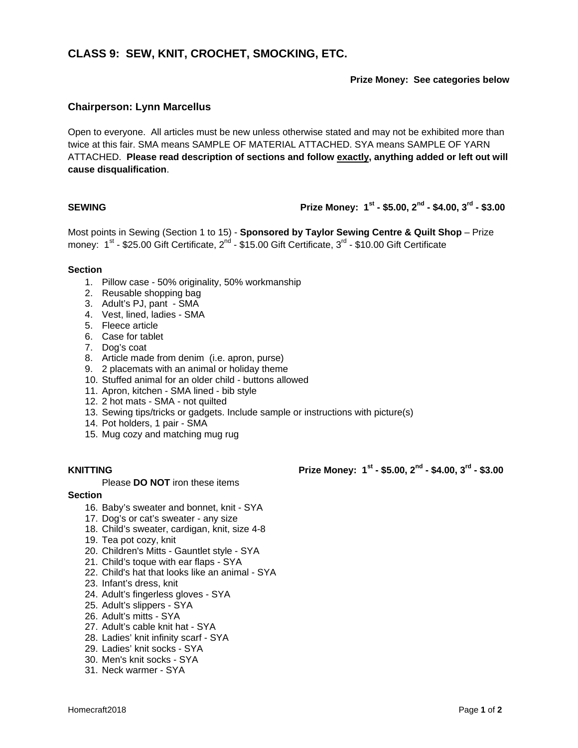# CLASS 9: SEW, KNIT, CROCHET, SMOCKING, ETC.

**Prize Money: See categories below**

## Chairperson: Lynn Marcellus

Open to everyone. All articles must be new unless otherwise stated and may not be exhibited more than twice at this fair. SMA means SAMPLE OF MATERIAL ATTACHED. SYA means SAMPLE OF YARN ATTACHED. **Please read description of sections and follow <u>exactly</u>, anything added or left out will cause disqualification**.

**SEWING** — **Prize Money: 1st - $5.00, 2nd - $4.00, 3rd - $3.00**

Most points in Sewing (Section 1 to 15) - **Sponsored by Taylor Sewing Centre & Quilt Shop** – Prize money: 1st - $25.00 Gift Certificate, 2nd - $15.00 Gift Certificate, 3rd - $10.00 Gift Certificate

**Section**

1. Pillow case - 50% originality, 50% workmanship
2. Reusable shopping bag
3. Adult's PJ, pant - SMA
4. Vest, lined, ladies - SMA
5. Fleece article
6. Case for tablet
7. Dog's coat
8. Article made from denim (i.e. apron, purse)
9. 2 placemats with an animal or holiday theme
10. Stuffed animal for an older child - buttons allowed
11. Apron, kitchen - SMA lined - bib style
12. 2 hot mats - SMA - not quilted
13. Sewing tips/tricks or gadgets. Include sample or instructions with picture(s)
14. Pot holders, 1 pair - SMA
15. Mug cozy and matching mug rug

**KNITTING** — **Prize Money: 1st - $5.00, 2nd - $4.00, 3rd - $3.00**

Please **DO NOT** iron these items

**Section**

16. Baby's sweater and bonnet, knit - SYA
17. Dog's or cat's sweater - any size
18. Child's sweater, cardigan, knit, size 4-8
19. Tea pot cozy, knit
20. Children's Mitts - Gauntlet style - SYA
21. Child's toque with ear flaps - SYA
22. Child's hat that looks like an animal - SYA
23. Infant's dress, knit
24. Adult's fingerless gloves - SYA
25. Adult's slippers - SYA
26. Adult's mitts - SYA
27. Adult's cable knit hat - SYA
28. Ladies' knit infinity scarf - SYA
29. Ladies' knit socks - SYA
30. Men's knit socks - SYA
31. Neck warmer - SYA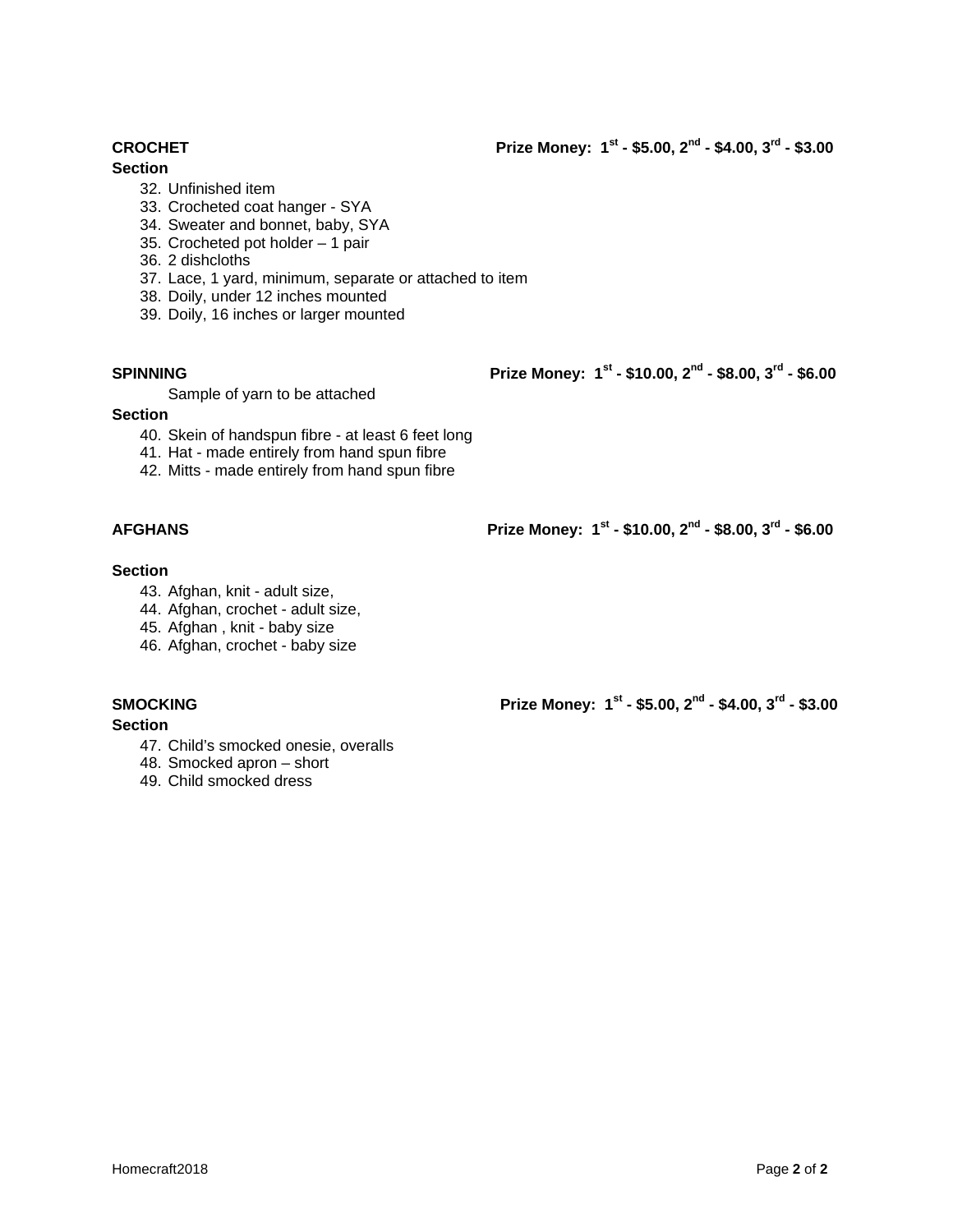**CROCHET** **Prize Money: 1st - $5.00, 2nd - $4.00, 3rd - $3.00**

**Section**

32. Unfinished item
33. Crocheted coat hanger - SYA
34. Sweater and bonnet, baby, SYA
35. Crocheted pot holder – 1 pair
36. 2 dishcloths
37. Lace, 1 yard, minimum, separate or attached to item
38. Doily, under 12 inches mounted
39. Doily, 16 inches or larger mounted

**SPINNING** **Prize Money: 1st - $10.00, 2nd - $8.00, 3rd - $6.00**

Sample of yarn to be attached

**Section**

40. Skein of handspun fibre - at least 6 feet long
41. Hat - made entirely from hand spun fibre
42. Mitts - made entirely from hand spun fibre

**AFGHANS** **Prize Money: 1st - $10.00, 2nd - $8.00, 3rd - $6.00**

**Section**

43. Afghan, knit - adult size,
44. Afghan, crochet - adult size,
45. Afghan , knit - baby size
46. Afghan, crochet - baby size

**SMOCKING** **Prize Money: 1st - $5.00, 2nd - $4.00, 3rd - $3.00**

**Section**

47. Child's smocked onesie, overalls
48. Smocked apron – short
49. Child smocked dress